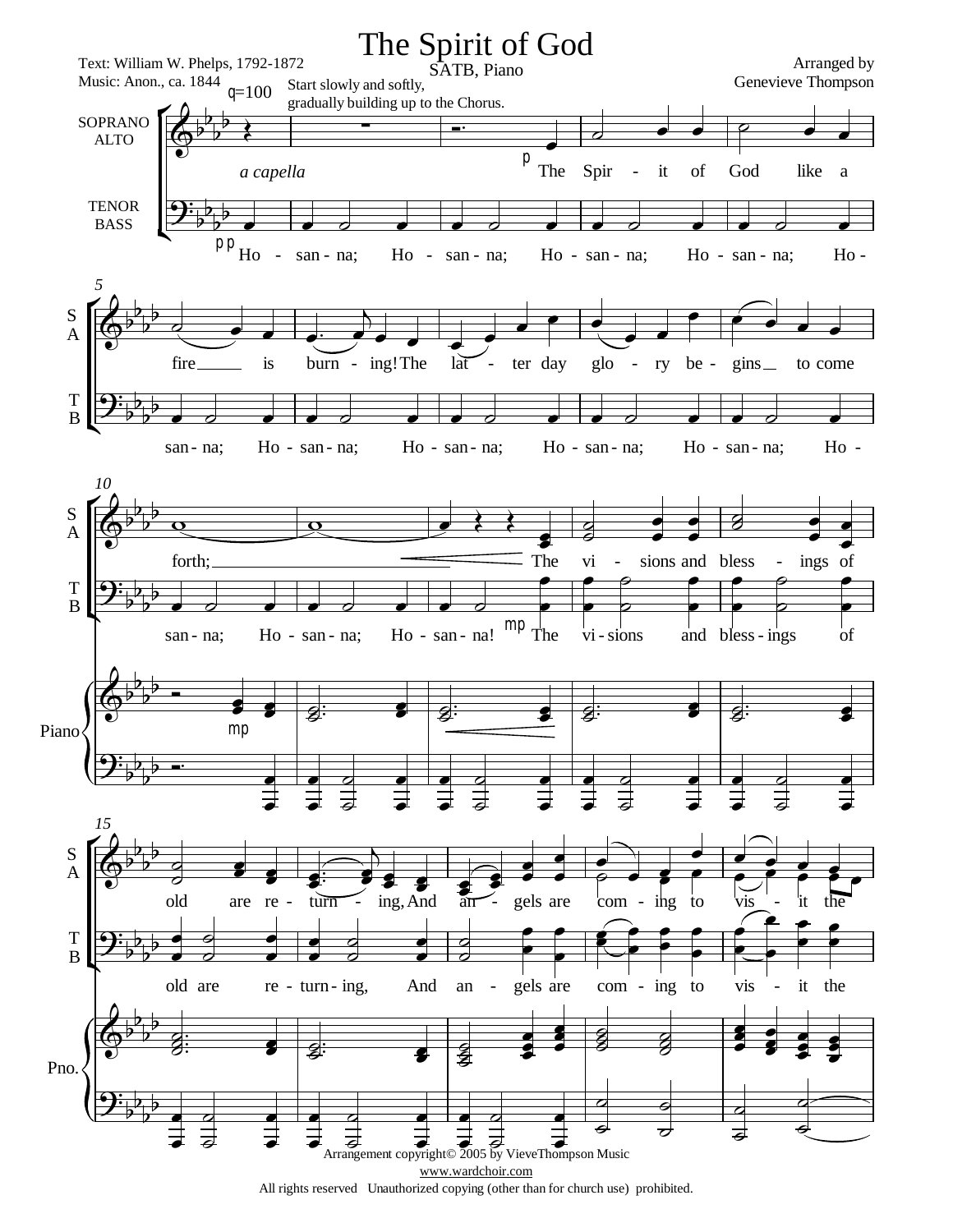# The Spirit of God

SATB, Piano

Text: William W. Phelps, 1792-1872
Music: Anon., ca. 1844

Arranged by
Genevieve Thompson

♩=100 Start slowly and softly, gradually building up to the Chorus.

*a capella*

SOPRANO ALTO: The Spir - it of God like a fire is burn - ing! The lat - ter day glo - ry be - gins to come forth; The vi - sions and bless - ings of old are re - turn - ing, And an - gels are com - ing to vis - it the

TENOR BASS: Ho - san - na; Ho - san - na; Ho - san - na; Ho - san - na; Ho - san - na; Ho - san - na; Ho - san - na; Ho - san - na; Ho - san - na; Ho - san - na; Ho - san - na! The vi - sions and bless - ings of old are re - turn - ing, And an - gels are com - ing to vis - it the

Arrangement copyright© 2005 by VieveThompson Music
www.wardchoir.com
All rights reserved Unauthorized copying (other than for church use) prohibited.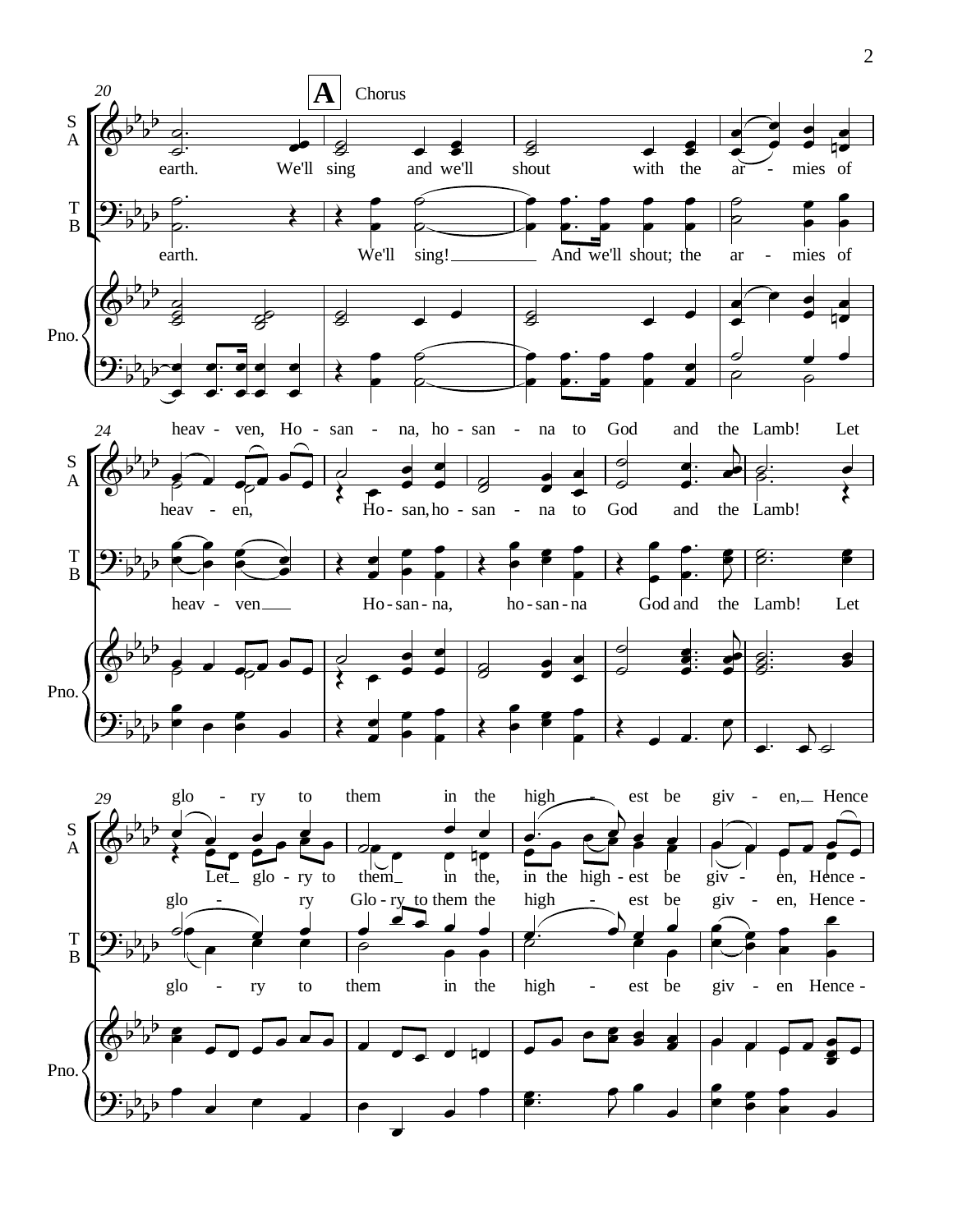**A** Chorus

earth. We'll sing and we'll shout with the ar - mies of heav - ven, Ho - san - na, ho - san - na to God and the Lamb! Let glo - ry to them in the high - est be giv - en, Hence

earth. We'll sing! And we'll shout; the ar - mies of heav - ven Ho - san - na, ho - san - na God and the Lamb! Let glo - ry to them in the high - est be giv - en Hence -

heav - en, Ho - san, ho - san - na to God and the Lamb! Let glo - ry to them in the, in the high - est be giv - en, Hence -

glo - ry Glo - ry to them the high - est be giv - en, Hence -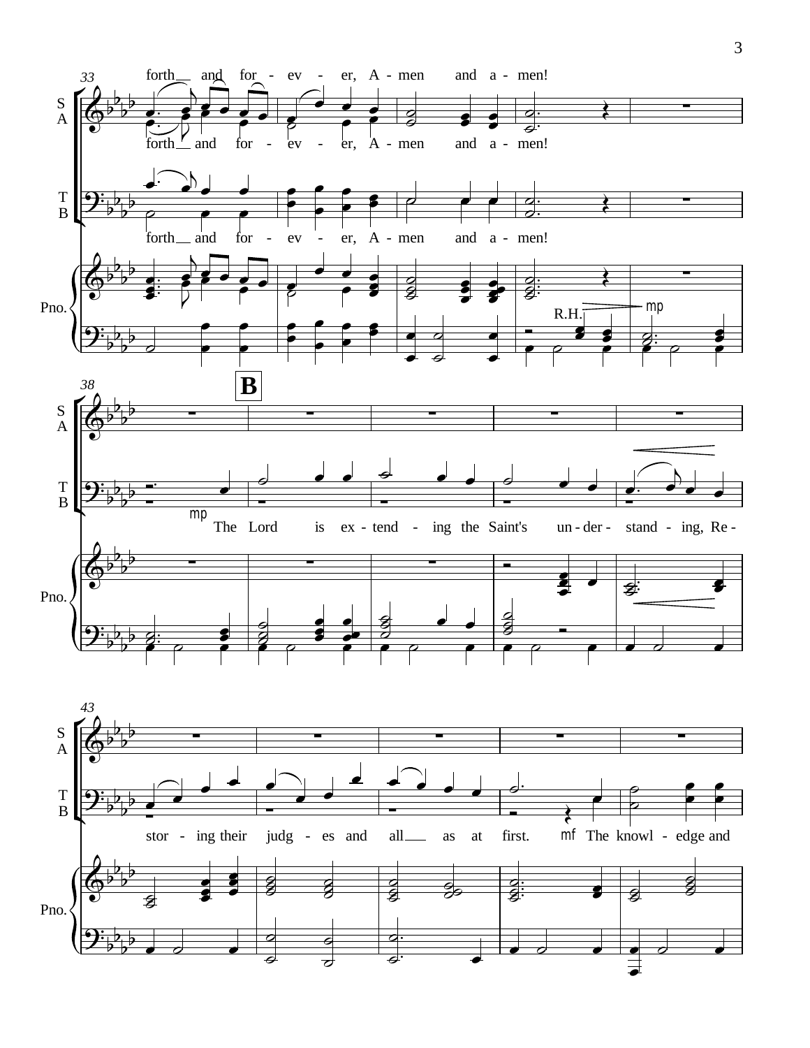33

forth and for - ev - er, A - men and a - men!

S A

forth and for - ev - er, A - men and a - men!

T B

forth and for - ev - er, A - men and a - men!

Pno.

R.H. mp

38

B

S A

T B

mp The Lord is ex - tend - ing the Saint's un - der - stand - ing, Re -

Pno.

43

S A

T B

stor - ing their judg - es and all as at first. mf The knowl - edge and

Pno.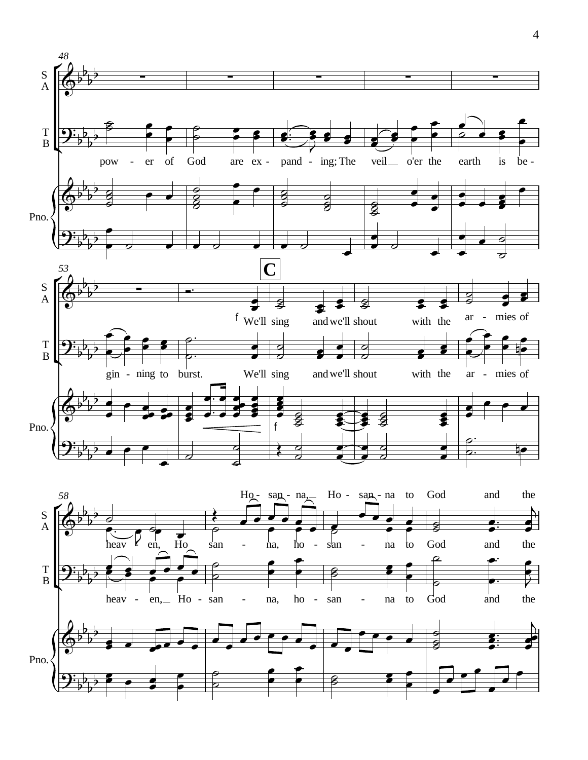48

S A

T B

pow - er of God are ex - pand - ing; The veil o'er the earth is be -

Pno.

53

**C**

f We'll sing and we'll shout with the ar - mies of

gin - ning to burst. We'll sing and we'll shout with the ar - mies of

f

58

Ho - san - na, Ho - san - na to God and the

heav - en, Ho san - na, ho - san - na to God and the

heav - en, Ho - san - na, ho - san - na to God and the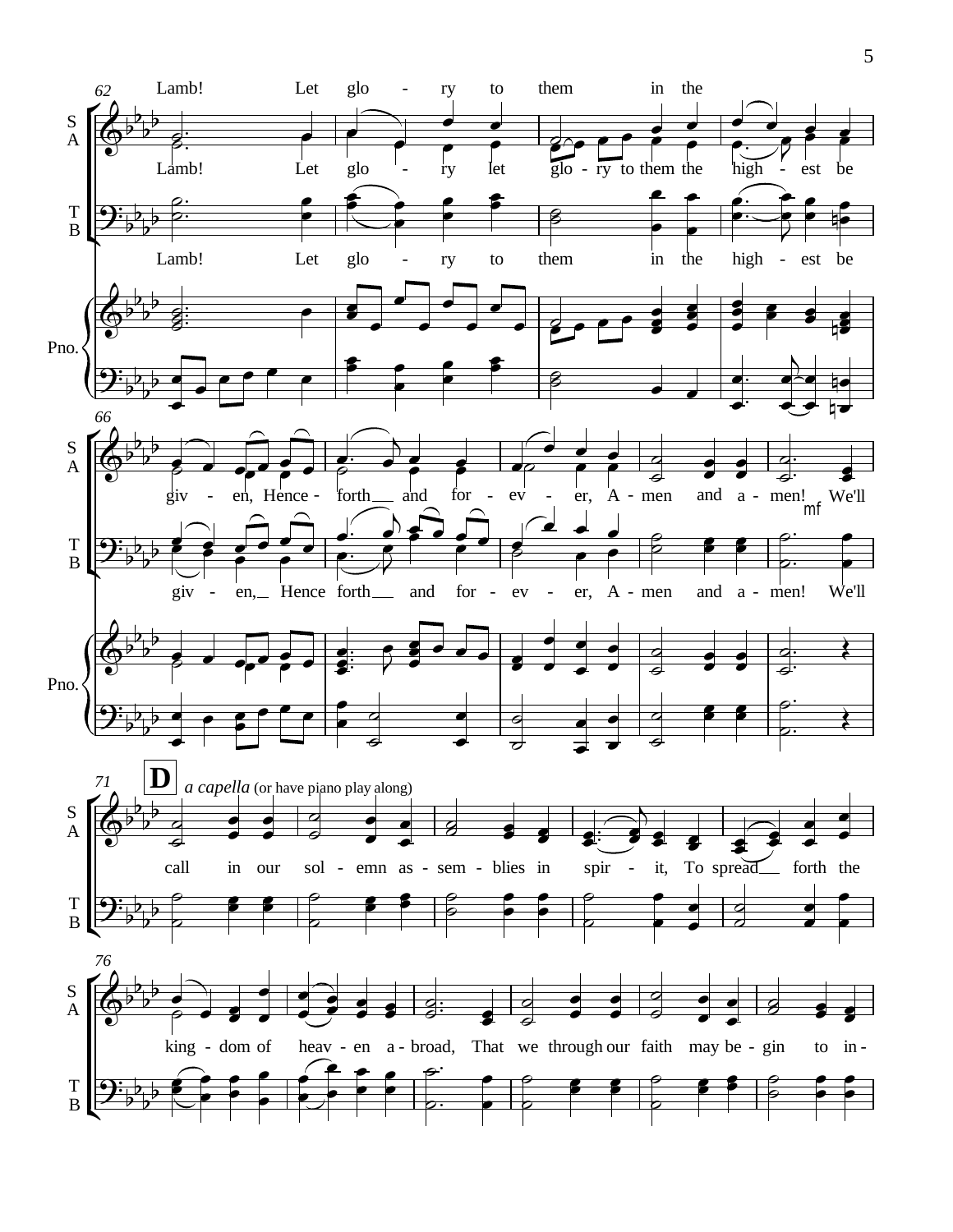62

Lamb! Let glo - ry to them in the

Lamb! Let glo - ry let glo - ry to them the high - est be

Lamb! Let glo - ry to them in the high - est be

66

giv - en, Hence - forth and for - ev - er, A - men and a - men! We'll

*mf*

giv - en, Hence forth and for - ev - er, A - men and a - men! We'll

71

**D** *a capella* (or have piano play along)

call in our sol - emn as - sem - blies in spir - it, To spread forth the

76

king - dom of heav - en a - broad, That we through our faith may be - gin to in -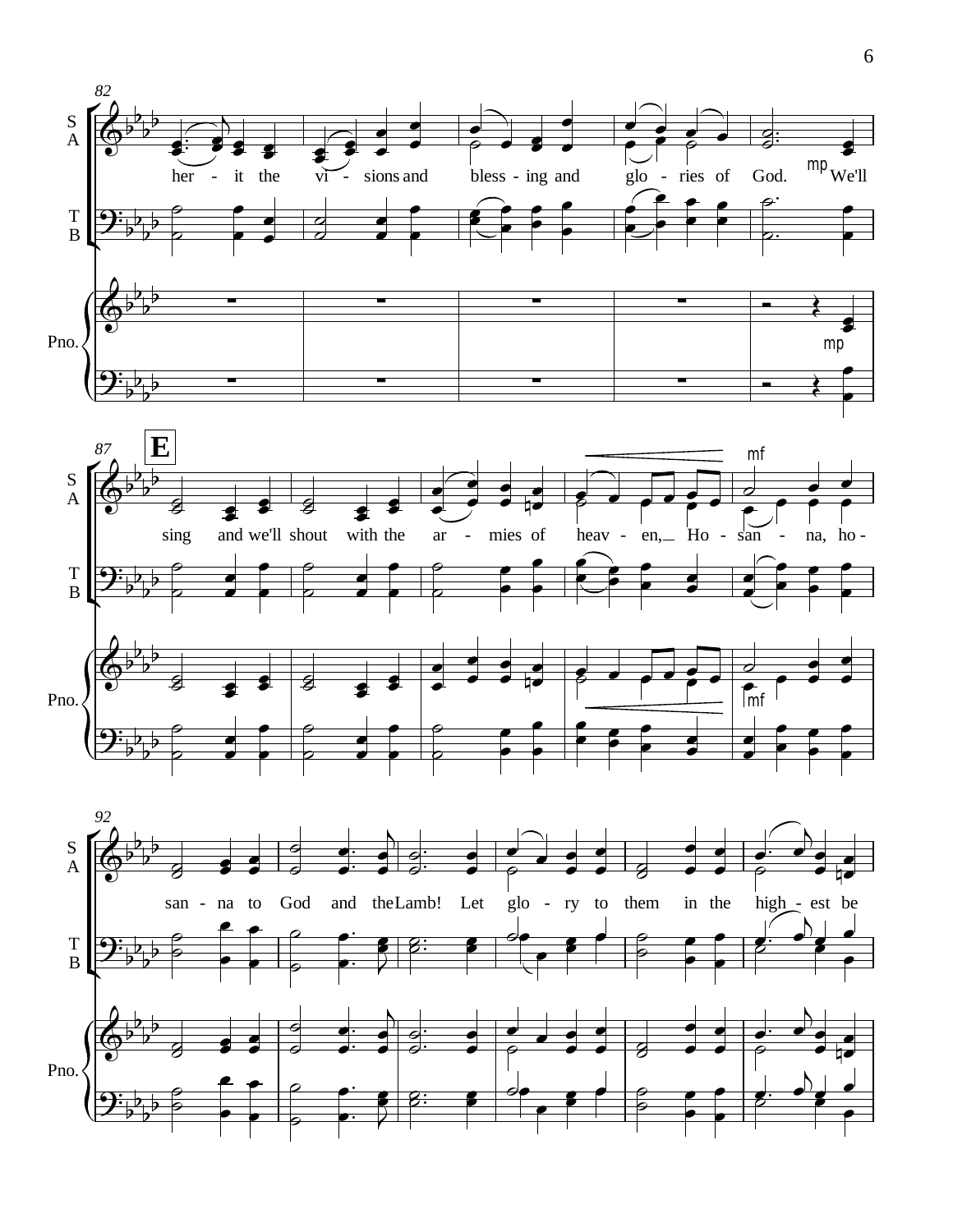82

S
A

her - it the vi - sions and bless - ing and glo - ries of God. *mp* We'll

T
B

Pno.

*mp*

87 **E**

S
A

*mf*

sing and we'll shout with the ar - mies of heav - en, Ho - san - na, ho -

T
B

Pno.

*mf*

92

S
A

san - na to God and the Lamb! Let glo - ry to them in the high - est be

T
B

Pno.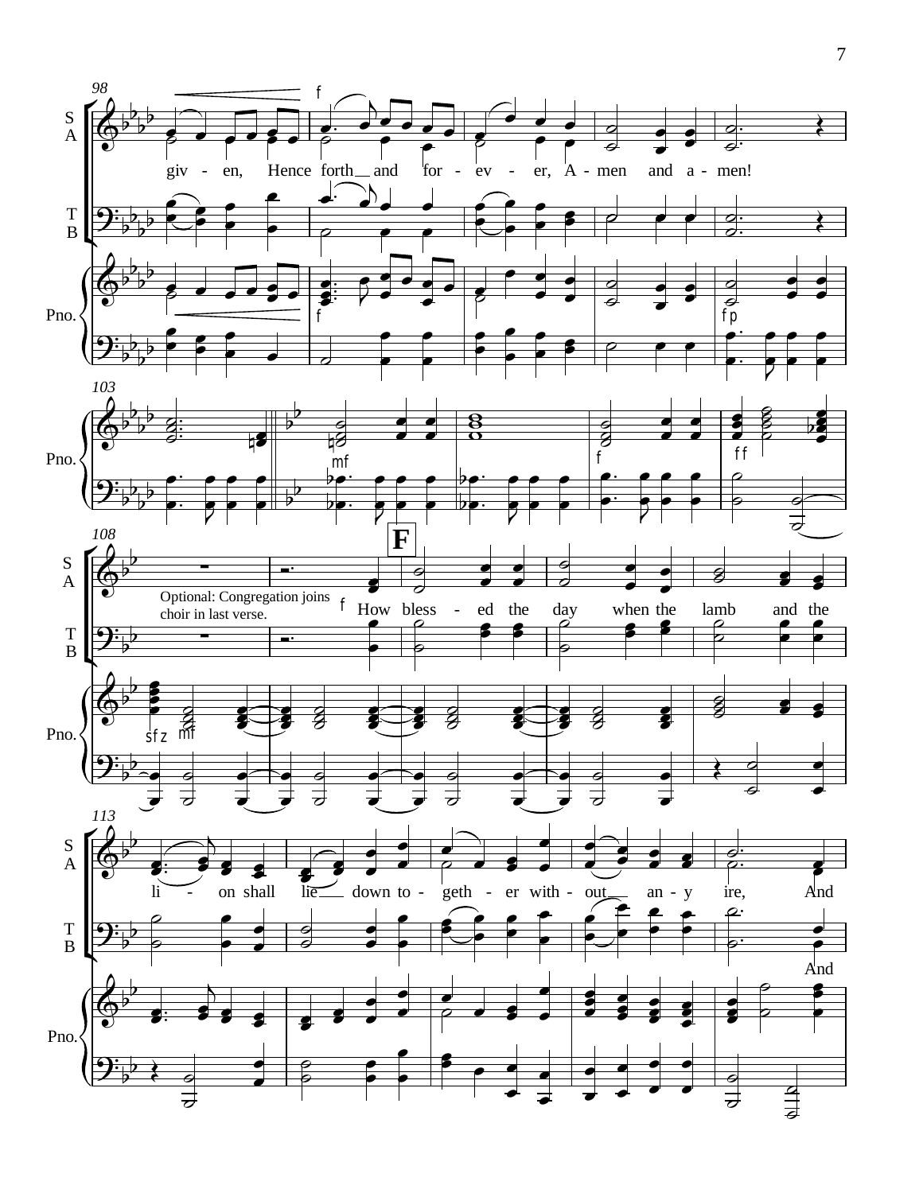Optional: Congregation joins choir in last verse.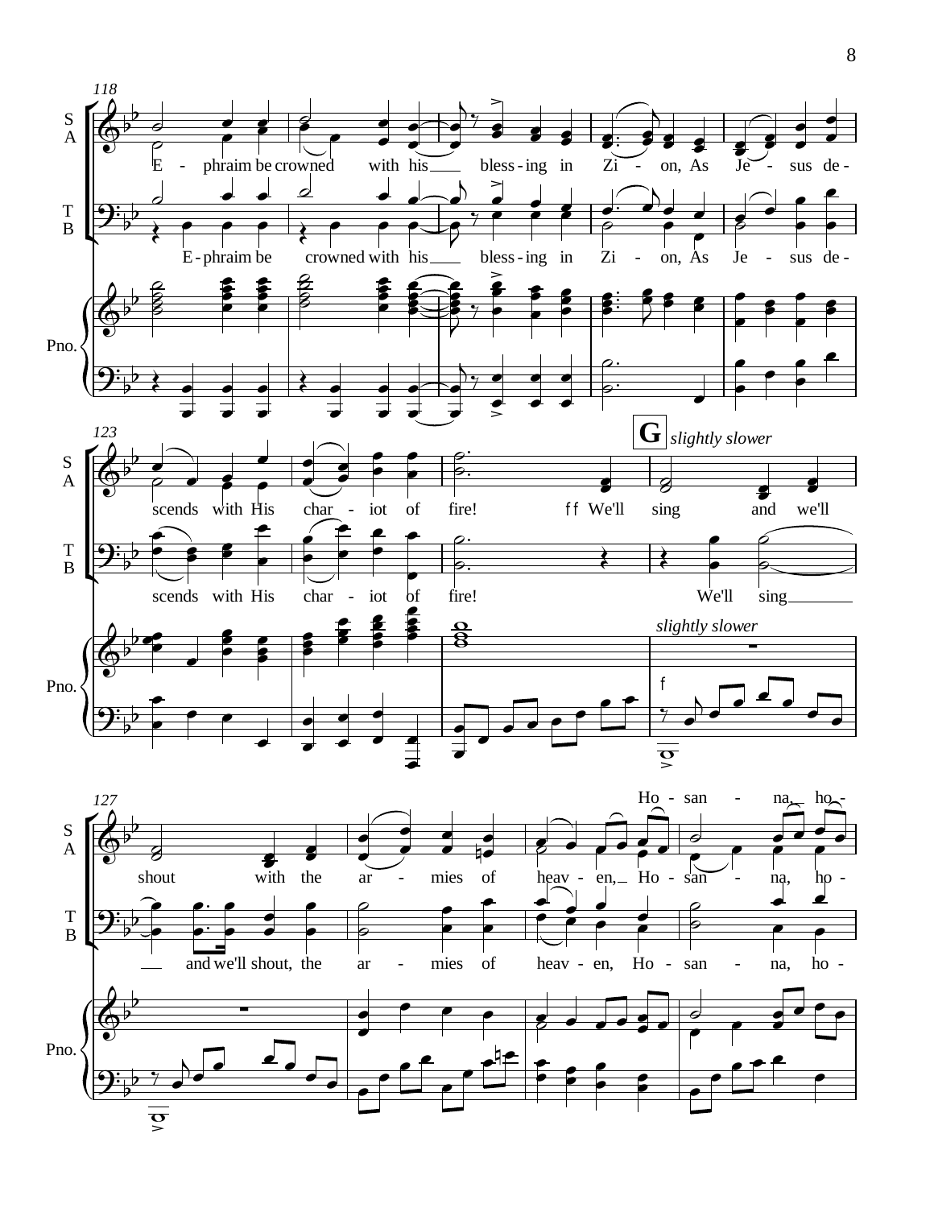118

S A: E - phraim be crowned with his ___ bless - ing in Zi - on, As Je - sus de -

T B: E - phraim be crowned with his ___ bless - ing in Zi - on, As Je - sus de -

Pno.

123

**G** *slightly slower*

S A: scends with His char - iot of fire! *ff* We'll sing and we'll

T B: scends with His char - iot of fire! We'll sing ___

Pno. *slightly slower* *f*

127

S A: shout with the ar - mies of heav - en, ___ Ho - san - na, ho - Ho - san - na, ho -

T B: ___ and we'll shout, the ar - mies of heav - en, Ho - san - na, ho -

Pno.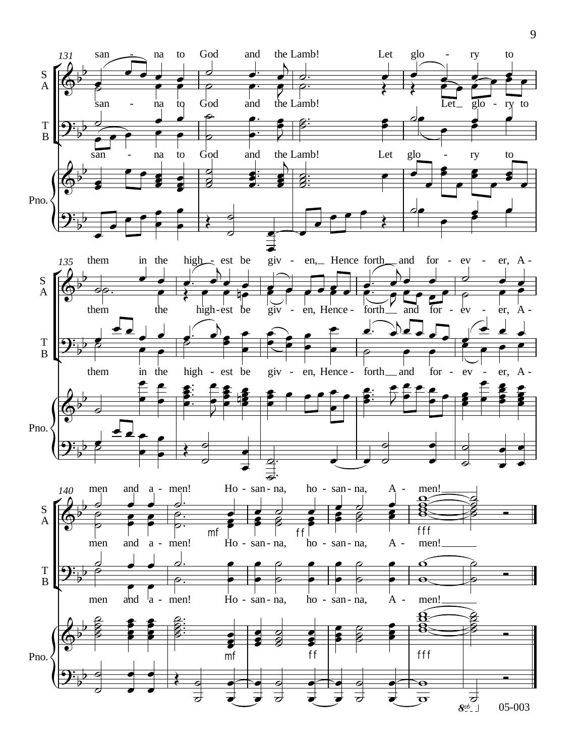131 san - na to God and the Lamb! Let glo - ry to

135 them in the high - est be giv - en, Hence forth and for - ev - er, A -

140 men and a - men! Ho - san - na, ho - san - na, A - men!

mf ff fff